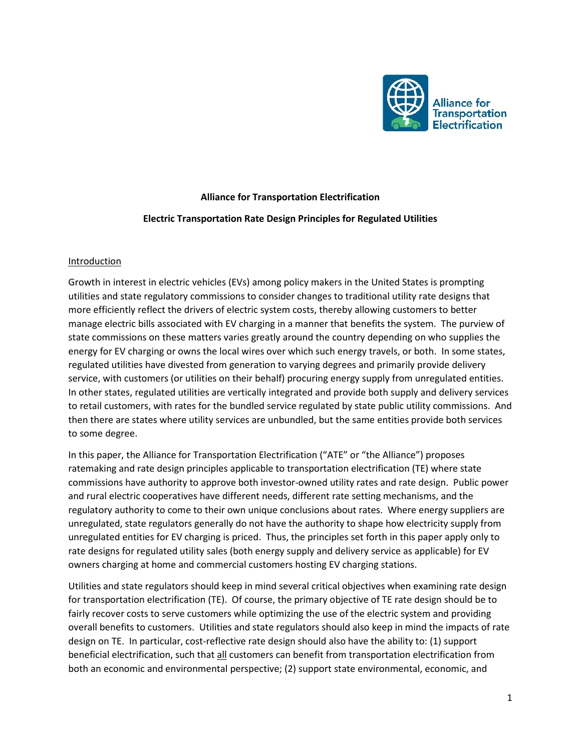Alliance for Transportation Electrification

**Alliance for Transportation Electrification**

**Electric Transportation Rate Design Principles for Regulated Utilities**

## Introduction

Growth in interest in electric vehicles (EVs) among policy makers in the United States is prompting utilities and state regulatory commissions to consider changes to traditional utility rate designs that more efficiently reflect the drivers of electric system costs, thereby allowing customers to better manage electric bills associated with EV charging in a manner that benefits the system. The purview of state commissions on these matters varies greatly around the country depending on who supplies the energy for EV charging or owns the local wires over which such energy travels, or both. In some states, regulated utilities have divested from generation to varying degrees and primarily provide delivery service, with customers (or utilities on their behalf) procuring energy supply from unregulated entities. In other states, regulated utilities are vertically integrated and provide both supply and delivery services to retail customers, with rates for the bundled service regulated by state public utility commissions. And then there are states where utility services are unbundled, but the same entities provide both services to some degree.

In this paper, the Alliance for Transportation Electrification ("ATE" or "the Alliance") proposes ratemaking and rate design principles applicable to transportation electrification (TE) where state commissions have authority to approve both investor-owned utility rates and rate design. Public power and rural electric cooperatives have different needs, different rate setting mechanisms, and the regulatory authority to come to their own unique conclusions about rates. Where energy suppliers are unregulated, state regulators generally do not have the authority to shape how electricity supply from unregulated entities for EV charging is priced. Thus, the principles set forth in this paper apply only to rate designs for regulated utility sales (both energy supply and delivery service as applicable) for EV owners charging at home and commercial customers hosting EV charging stations.

Utilities and state regulators should keep in mind several critical objectives when examining rate design for transportation electrification (TE). Of course, the primary objective of TE rate design should be to fairly recover costs to serve customers while optimizing the use of the electric system and providing overall benefits to customers. Utilities and state regulators should also keep in mind the impacts of rate design on TE. In particular, cost-reflective rate design should also have the ability to: (1) support beneficial electrification, such that all customers can benefit from transportation electrification from both an economic and environmental perspective; (2) support state environmental, economic, and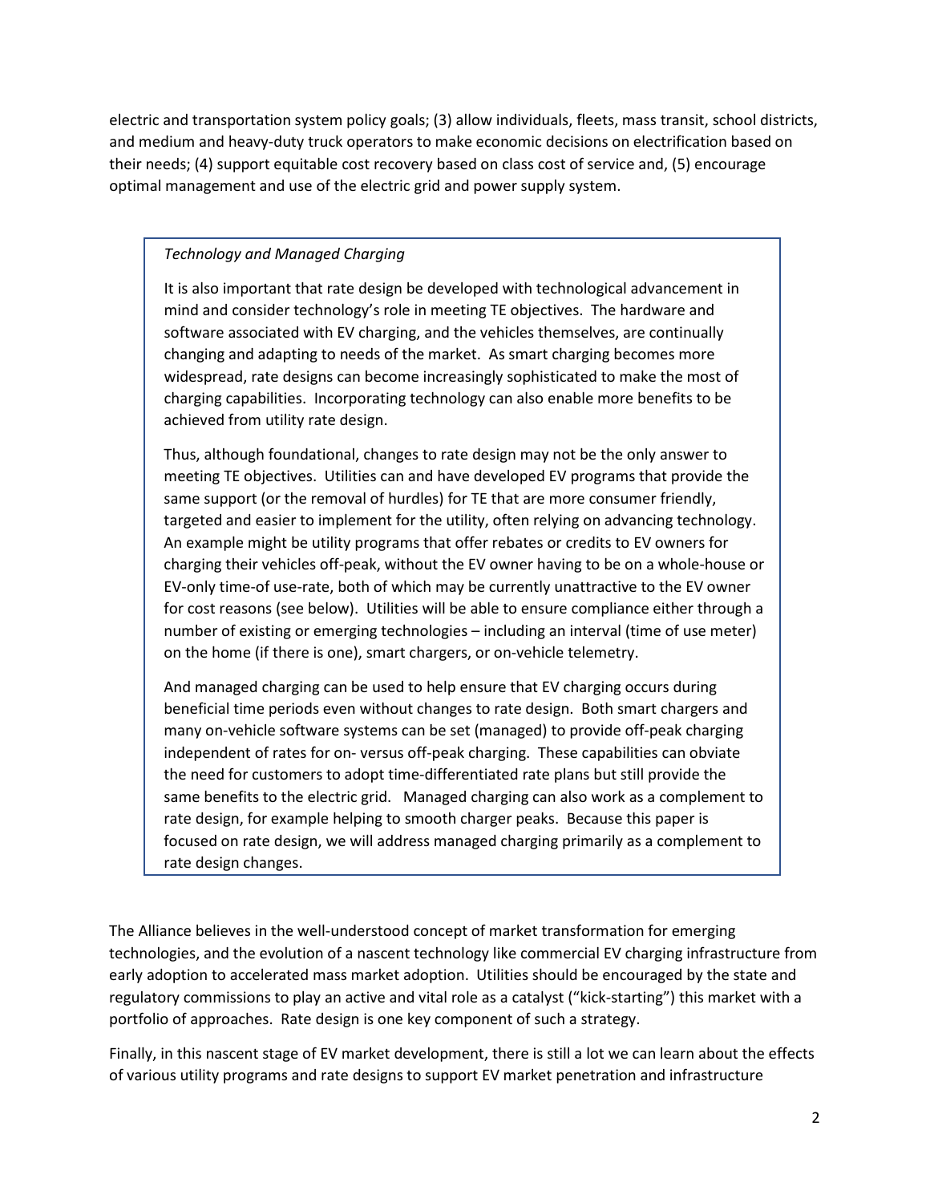electric and transportation system policy goals; (3) allow individuals, fleets, mass transit, school districts, and medium and heavy-duty truck operators to make economic decisions on electrification based on their needs; (4) support equitable cost recovery based on class cost of service and, (5) encourage optimal management and use of the electric grid and power supply system.

*Technology and Managed Charging*

It is also important that rate design be developed with technological advancement in mind and consider technology's role in meeting TE objectives. The hardware and software associated with EV charging, and the vehicles themselves, are continually changing and adapting to needs of the market. As smart charging becomes more widespread, rate designs can become increasingly sophisticated to make the most of charging capabilities. Incorporating technology can also enable more benefits to be achieved from utility rate design.

Thus, although foundational, changes to rate design may not be the only answer to meeting TE objectives. Utilities can and have developed EV programs that provide the same support (or the removal of hurdles) for TE that are more consumer friendly, targeted and easier to implement for the utility, often relying on advancing technology. An example might be utility programs that offer rebates or credits to EV owners for charging their vehicles off-peak, without the EV owner having to be on a whole-house or EV-only time-of use-rate, both of which may be currently unattractive to the EV owner for cost reasons (see below). Utilities will be able to ensure compliance either through a number of existing or emerging technologies – including an interval (time of use meter) on the home (if there is one), smart chargers, or on-vehicle telemetry.

And managed charging can be used to help ensure that EV charging occurs during beneficial time periods even without changes to rate design. Both smart chargers and many on-vehicle software systems can be set (managed) to provide off-peak charging independent of rates for on- versus off-peak charging. These capabilities can obviate the need for customers to adopt time-differentiated rate plans but still provide the same benefits to the electric grid. Managed charging can also work as a complement to rate design, for example helping to smooth charger peaks. Because this paper is focused on rate design, we will address managed charging primarily as a complement to rate design changes.

The Alliance believes in the well-understood concept of market transformation for emerging technologies, and the evolution of a nascent technology like commercial EV charging infrastructure from early adoption to accelerated mass market adoption. Utilities should be encouraged by the state and regulatory commissions to play an active and vital role as a catalyst ("kick-starting") this market with a portfolio of approaches. Rate design is one key component of such a strategy.

Finally, in this nascent stage of EV market development, there is still a lot we can learn about the effects of various utility programs and rate designs to support EV market penetration and infrastructure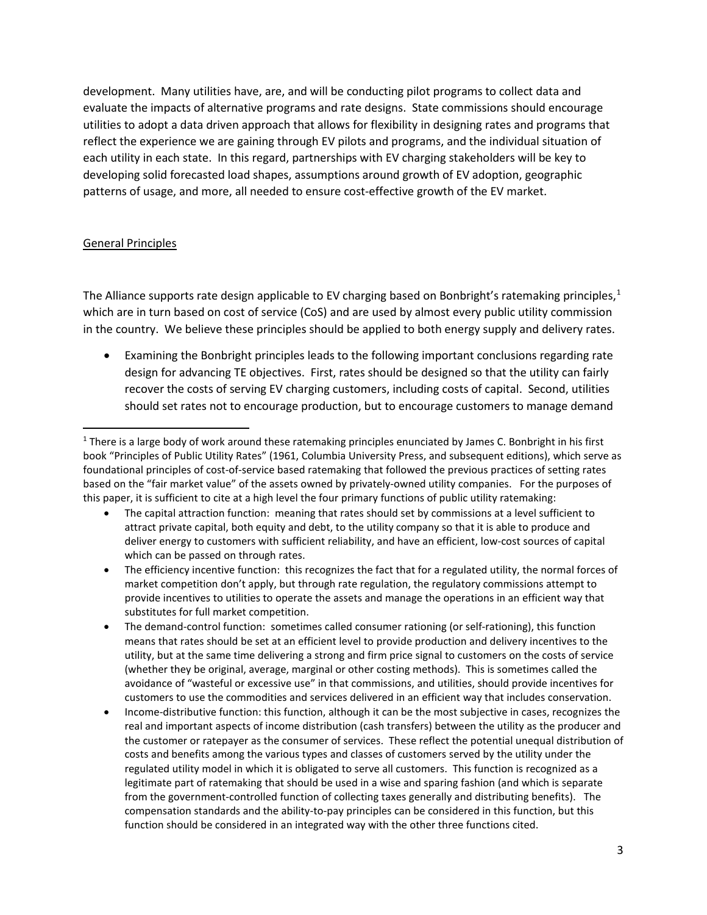development. Many utilities have, are, and will be conducting pilot programs to collect data and evaluate the impacts of alternative programs and rate designs. State commissions should encourage utilities to adopt a data driven approach that allows for flexibility in designing rates and programs that reflect the experience we are gaining through EV pilots and programs, and the individual situation of each utility in each state. In this regard, partnerships with EV charging stakeholders will be key to developing solid forecasted load shapes, assumptions around growth of EV adoption, geographic patterns of usage, and more, all needed to ensure cost-effective growth of the EV market.

## General Principles

The Alliance supports rate design applicable to EV charging based on Bonbright's ratemaking principles,[1] which are in turn based on cost of service (CoS) and are used by almost every public utility commission in the country. We believe these principles should be applied to both energy supply and delivery rates.

- Examining the Bonbright principles leads to the following important conclusions regarding rate design for advancing TE objectives. First, rates should be designed so that the utility can fairly recover the costs of serving EV charging customers, including costs of capital. Second, utilities should set rates not to encourage production, but to encourage customers to manage demand

---

[1] There is a large body of work around these ratemaking principles enunciated by James C. Bonbright in his first book "Principles of Public Utility Rates" (1961, Columbia University Press, and subsequent editions), which serve as foundational principles of cost-of-service based ratemaking that followed the previous practices of setting rates based on the "fair market value" of the assets owned by privately-owned utility companies. For the purposes of this paper, it is sufficient to cite at a high level the four primary functions of public utility ratemaking:

- The capital attraction function: meaning that rates should set by commissions at a level sufficient to attract private capital, both equity and debt, to the utility company so that it is able to produce and deliver energy to customers with sufficient reliability, and have an efficient, low-cost sources of capital which can be passed on through rates.
- The efficiency incentive function: this recognizes the fact that for a regulated utility, the normal forces of market competition don't apply, but through rate regulation, the regulatory commissions attempt to provide incentives to utilities to operate the assets and manage the operations in an efficient way that substitutes for full market competition.
- The demand-control function: sometimes called consumer rationing (or self-rationing), this function means that rates should be set at an efficient level to provide production and delivery incentives to the utility, but at the same time delivering a strong and firm price signal to customers on the costs of service (whether they be original, average, marginal or other costing methods). This is sometimes called the avoidance of "wasteful or excessive use" in that commissions, and utilities, should provide incentives for customers to use the commodities and services delivered in an efficient way that includes conservation.
- Income-distributive function: this function, although it can be the most subjective in cases, recognizes the real and important aspects of income distribution (cash transfers) between the utility as the producer and the customer or ratepayer as the consumer of services. These reflect the potential unequal distribution of costs and benefits among the various types and classes of customers served by the utility under the regulated utility model in which it is obligated to serve all customers. This function is recognized as a legitimate part of ratemaking that should be used in a wise and sparing fashion (and which is separate from the government-controlled function of collecting taxes generally and distributing benefits). The compensation standards and the ability-to-pay principles can be considered in this function, but this function should be considered in an integrated way with the other three functions cited.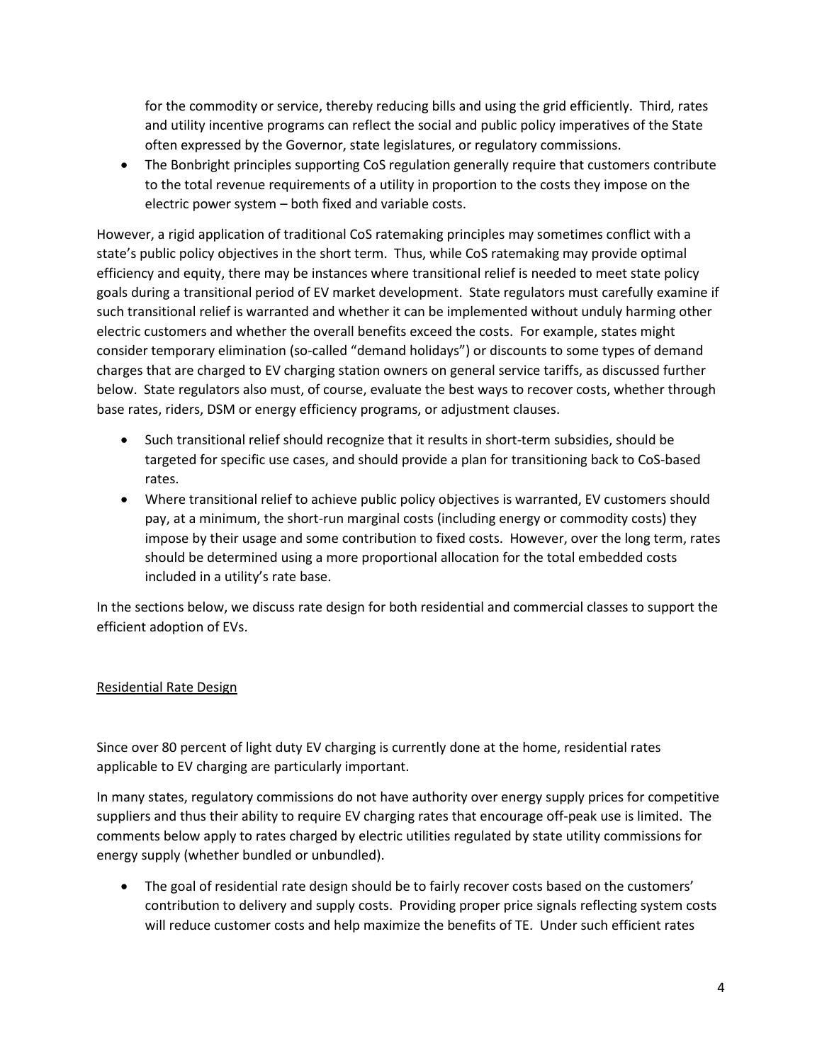for the commodity or service, thereby reducing bills and using the grid efficiently. Third, rates and utility incentive programs can reflect the social and public policy imperatives of the State often expressed by the Governor, state legislatures, or regulatory commissions.

- The Bonbright principles supporting CoS regulation generally require that customers contribute to the total revenue requirements of a utility in proportion to the costs they impose on the electric power system – both fixed and variable costs.

However, a rigid application of traditional CoS ratemaking principles may sometimes conflict with a state's public policy objectives in the short term. Thus, while CoS ratemaking may provide optimal efficiency and equity, there may be instances where transitional relief is needed to meet state policy goals during a transitional period of EV market development. State regulators must carefully examine if such transitional relief is warranted and whether it can be implemented without unduly harming other electric customers and whether the overall benefits exceed the costs. For example, states might consider temporary elimination (so-called "demand holidays") or discounts to some types of demand charges that are charged to EV charging station owners on general service tariffs, as discussed further below. State regulators also must, of course, evaluate the best ways to recover costs, whether through base rates, riders, DSM or energy efficiency programs, or adjustment clauses.

- Such transitional relief should recognize that it results in short-term subsidies, should be targeted for specific use cases, and should provide a plan for transitioning back to CoS-based rates.
- Where transitional relief to achieve public policy objectives is warranted, EV customers should pay, at a minimum, the short-run marginal costs (including energy or commodity costs) they impose by their usage and some contribution to fixed costs. However, over the long term, rates should be determined using a more proportional allocation for the total embedded costs included in a utility's rate base.

In the sections below, we discuss rate design for both residential and commercial classes to support the efficient adoption of EVs.

<u>Residential Rate Design</u>

Since over 80 percent of light duty EV charging is currently done at the home, residential rates applicable to EV charging are particularly important.

In many states, regulatory commissions do not have authority over energy supply prices for competitive suppliers and thus their ability to require EV charging rates that encourage off-peak use is limited. The comments below apply to rates charged by electric utilities regulated by state utility commissions for energy supply (whether bundled or unbundled).

- The goal of residential rate design should be to fairly recover costs based on the customers' contribution to delivery and supply costs. Providing proper price signals reflecting system costs will reduce customer costs and help maximize the benefits of TE. Under such efficient rates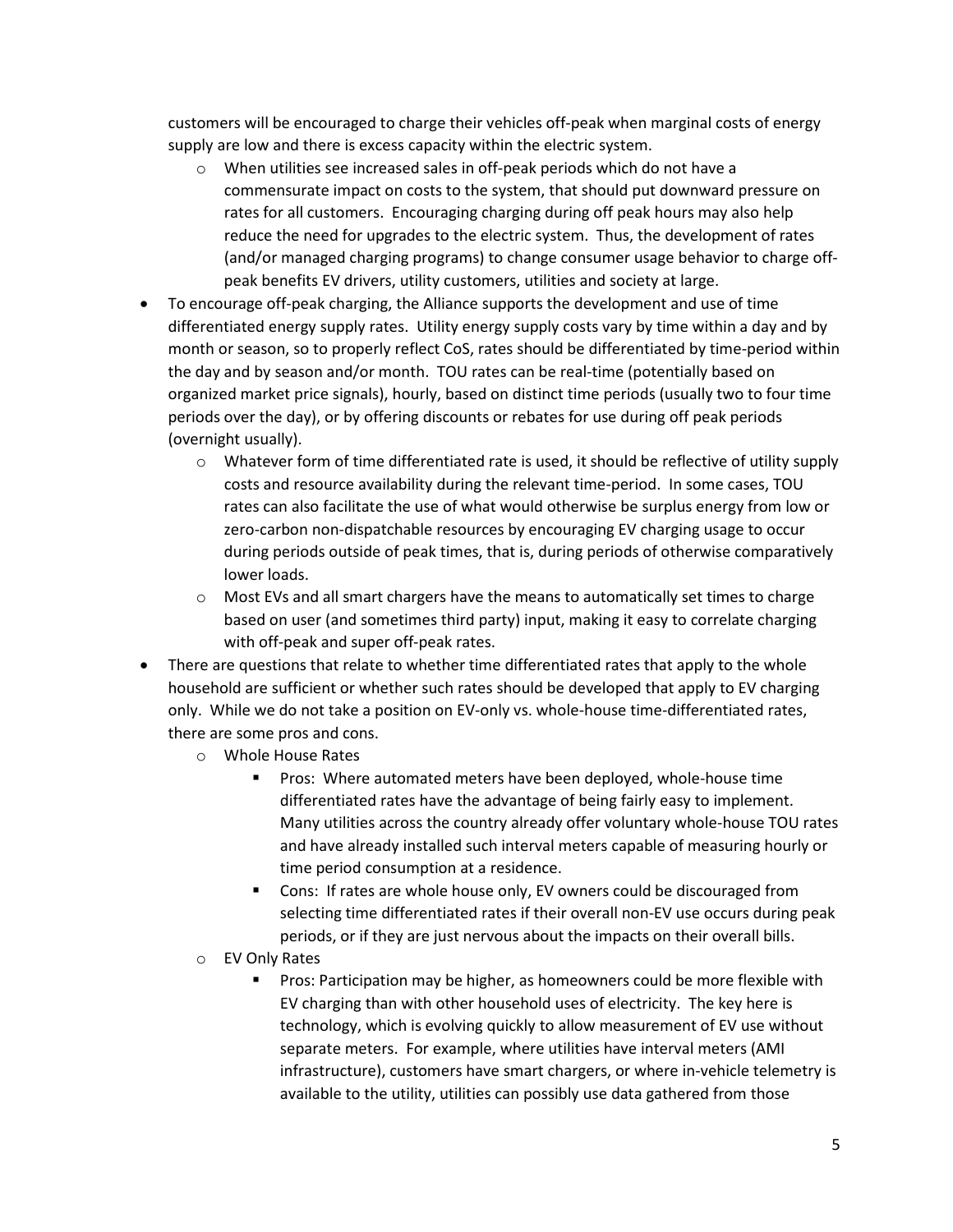customers will be encouraged to charge their vehicles off-peak when marginal costs of energy supply are low and there is excess capacity within the electric system.

  - When utilities see increased sales in off-peak periods which do not have a commensurate impact on costs to the system, that should put downward pressure on rates for all customers. Encouraging charging during off peak hours may also help reduce the need for upgrades to the electric system. Thus, the development of rates (and/or managed charging programs) to change consumer usage behavior to charge off-peak benefits EV drivers, utility customers, utilities and society at large.

- To encourage off-peak charging, the Alliance supports the development and use of time differentiated energy supply rates. Utility energy supply costs vary by time within a day and by month or season, so to properly reflect CoS, rates should be differentiated by time-period within the day and by season and/or month. TOU rates can be real-time (potentially based on organized market price signals), hourly, based on distinct time periods (usually two to four time periods over the day), or by offering discounts or rebates for use during off peak periods (overnight usually).
  - Whatever form of time differentiated rate is used, it should be reflective of utility supply costs and resource availability during the relevant time-period. In some cases, TOU rates can also facilitate the use of what would otherwise be surplus energy from low or zero-carbon non-dispatchable resources by encouraging EV charging usage to occur during periods outside of peak times, that is, during periods of otherwise comparatively lower loads.
  - Most EVs and all smart chargers have the means to automatically set times to charge based on user (and sometimes third party) input, making it easy to correlate charging with off-peak and super off-peak rates.
- There are questions that relate to whether time differentiated rates that apply to the whole household are sufficient or whether such rates should be developed that apply to EV charging only. While we do not take a position on EV-only vs. whole-house time-differentiated rates, there are some pros and cons.
  - Whole House Rates
    - Pros: Where automated meters have been deployed, whole-house time differentiated rates have the advantage of being fairly easy to implement. Many utilities across the country already offer voluntary whole-house TOU rates and have already installed such interval meters capable of measuring hourly or time period consumption at a residence.
    - Cons: If rates are whole house only, EV owners could be discouraged from selecting time differentiated rates if their overall non-EV use occurs during peak periods, or if they are just nervous about the impacts on their overall bills.
  - EV Only Rates
    - Pros: Participation may be higher, as homeowners could be more flexible with EV charging than with other household uses of electricity. The key here is technology, which is evolving quickly to allow measurement of EV use without separate meters. For example, where utilities have interval meters (AMI infrastructure), customers have smart chargers, or where in-vehicle telemetry is available to the utility, utilities can possibly use data gathered from those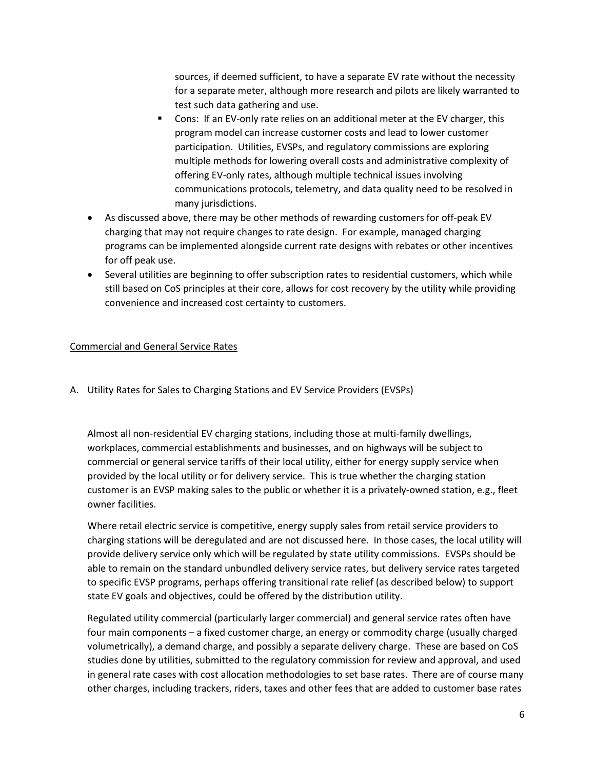sources, if deemed sufficient, to have a separate EV rate without the necessity for a separate meter, although more research and pilots are likely warranted to test such data gathering and use.

  - Cons: If an EV-only rate relies on an additional meter at the EV charger, this program model can increase customer costs and lead to lower customer participation. Utilities, EVSPs, and regulatory commissions are exploring multiple methods for lowering overall costs and administrative complexity of offering EV-only rates, although multiple technical issues involving communications protocols, telemetry, and data quality need to be resolved in many jurisdictions.

- As discussed above, there may be other methods of rewarding customers for off-peak EV charging that may not require changes to rate design. For example, managed charging programs can be implemented alongside current rate designs with rebates or other incentives for off peak use.
- Several utilities are beginning to offer subscription rates to residential customers, which while still based on CoS principles at their core, allows for cost recovery by the utility while providing convenience and increased cost certainty to customers.

Commercial and General Service Rates

A. Utility Rates for Sales to Charging Stations and EV Service Providers (EVSPs)

Almost all non-residential EV charging stations, including those at multi-family dwellings, workplaces, commercial establishments and businesses, and on highways will be subject to commercial or general service tariffs of their local utility, either for energy supply service when provided by the local utility or for delivery service. This is true whether the charging station customer is an EVSP making sales to the public or whether it is a privately-owned station, e.g., fleet owner facilities.

Where retail electric service is competitive, energy supply sales from retail service providers to charging stations will be deregulated and are not discussed here. In those cases, the local utility will provide delivery service only which will be regulated by state utility commissions. EVSPs should be able to remain on the standard unbundled delivery service rates, but delivery service rates targeted to specific EVSP programs, perhaps offering transitional rate relief (as described below) to support state EV goals and objectives, could be offered by the distribution utility.

Regulated utility commercial (particularly larger commercial) and general service rates often have four main components – a fixed customer charge, an energy or commodity charge (usually charged volumetrically), a demand charge, and possibly a separate delivery charge. These are based on CoS studies done by utilities, submitted to the regulatory commission for review and approval, and used in general rate cases with cost allocation methodologies to set base rates. There are of course many other charges, including trackers, riders, taxes and other fees that are added to customer base rates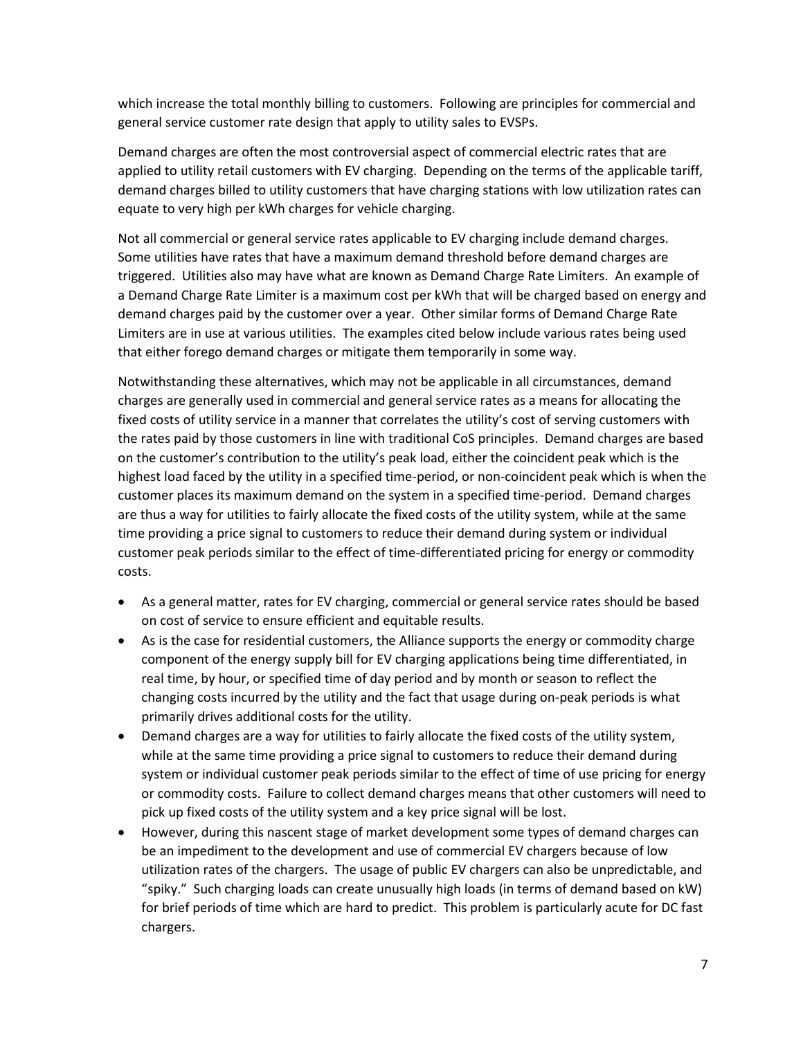which increase the total monthly billing to customers. Following are principles for commercial and general service customer rate design that apply to utility sales to EVSPs.

Demand charges are often the most controversial aspect of commercial electric rates that are applied to utility retail customers with EV charging. Depending on the terms of the applicable tariff, demand charges billed to utility customers that have charging stations with low utilization rates can equate to very high per kWh charges for vehicle charging.

Not all commercial or general service rates applicable to EV charging include demand charges. Some utilities have rates that have a maximum demand threshold before demand charges are triggered. Utilities also may have what are known as Demand Charge Rate Limiters. An example of a Demand Charge Rate Limiter is a maximum cost per kWh that will be charged based on energy and demand charges paid by the customer over a year. Other similar forms of Demand Charge Rate Limiters are in use at various utilities. The examples cited below include various rates being used that either forego demand charges or mitigate them temporarily in some way.

Notwithstanding these alternatives, which may not be applicable in all circumstances, demand charges are generally used in commercial and general service rates as a means for allocating the fixed costs of utility service in a manner that correlates the utility's cost of serving customers with the rates paid by those customers in line with traditional CoS principles. Demand charges are based on the customer's contribution to the utility's peak load, either the coincident peak which is the highest load faced by the utility in a specified time-period, or non-coincident peak which is when the customer places its maximum demand on the system in a specified time-period. Demand charges are thus a way for utilities to fairly allocate the fixed costs of the utility system, while at the same time providing a price signal to customers to reduce their demand during system or individual customer peak periods similar to the effect of time-differentiated pricing for energy or commodity costs.

- As a general matter, rates for EV charging, commercial or general service rates should be based on cost of service to ensure efficient and equitable results.
- As is the case for residential customers, the Alliance supports the energy or commodity charge component of the energy supply bill for EV charging applications being time differentiated, in real time, by hour, or specified time of day period and by month or season to reflect the changing costs incurred by the utility and the fact that usage during on-peak periods is what primarily drives additional costs for the utility.
- Demand charges are a way for utilities to fairly allocate the fixed costs of the utility system, while at the same time providing a price signal to customers to reduce their demand during system or individual customer peak periods similar to the effect of time of use pricing for energy or commodity costs. Failure to collect demand charges means that other customers will need to pick up fixed costs of the utility system and a key price signal will be lost.
- However, during this nascent stage of market development some types of demand charges can be an impediment to the development and use of commercial EV chargers because of low utilization rates of the chargers. The usage of public EV chargers can also be unpredictable, and "spiky." Such charging loads can create unusually high loads (in terms of demand based on kW) for brief periods of time which are hard to predict. This problem is particularly acute for DC fast chargers.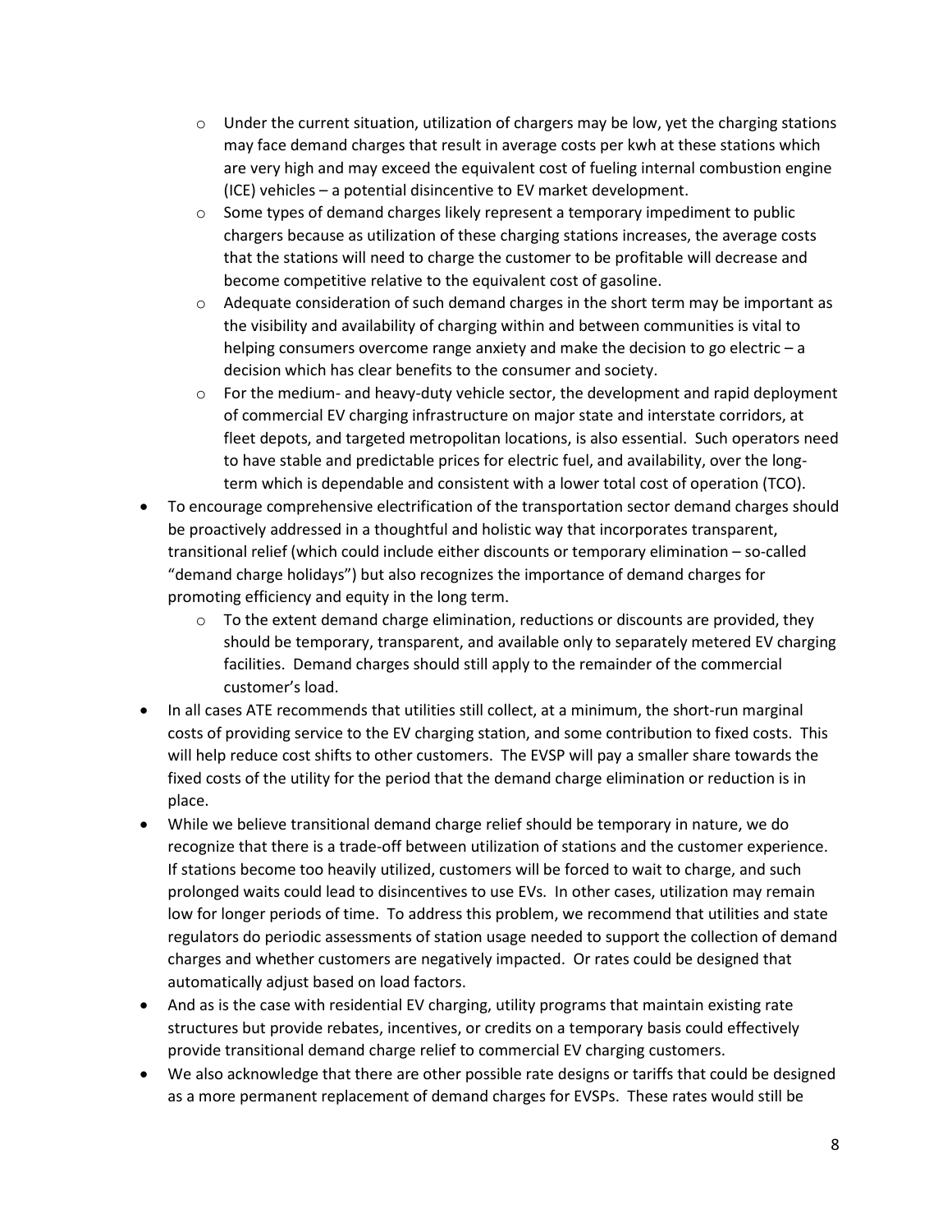- Under the current situation, utilization of chargers may be low, yet the charging stations may face demand charges that result in average costs per kwh at these stations which are very high and may exceed the equivalent cost of fueling internal combustion engine (ICE) vehicles – a potential disincentive to EV market development.
  - Some types of demand charges likely represent a temporary impediment to public chargers because as utilization of these charging stations increases, the average costs that the stations will need to charge the customer to be profitable will decrease and become competitive relative to the equivalent cost of gasoline.
  - Adequate consideration of such demand charges in the short term may be important as the visibility and availability of charging within and between communities is vital to helping consumers overcome range anxiety and make the decision to go electric – a decision which has clear benefits to the consumer and society.
  - For the medium- and heavy-duty vehicle sector, the development and rapid deployment of commercial EV charging infrastructure on major state and interstate corridors, at fleet depots, and targeted metropolitan locations, is also essential. Such operators need to have stable and predictable prices for electric fuel, and availability, over the long-term which is dependable and consistent with a lower total cost of operation (TCO).
- To encourage comprehensive electrification of the transportation sector demand charges should be proactively addressed in a thoughtful and holistic way that incorporates transparent, transitional relief (which could include either discounts or temporary elimination – so-called "demand charge holidays") but also recognizes the importance of demand charges for promoting efficiency and equity in the long term.
  - To the extent demand charge elimination, reductions or discounts are provided, they should be temporary, transparent, and available only to separately metered EV charging facilities. Demand charges should still apply to the remainder of the commercial customer's load.
- In all cases ATE recommends that utilities still collect, at a minimum, the short-run marginal costs of providing service to the EV charging station, and some contribution to fixed costs. This will help reduce cost shifts to other customers. The EVSP will pay a smaller share towards the fixed costs of the utility for the period that the demand charge elimination or reduction is in place.
- While we believe transitional demand charge relief should be temporary in nature, we do recognize that there is a trade-off between utilization of stations and the customer experience. If stations become too heavily utilized, customers will be forced to wait to charge, and such prolonged waits could lead to disincentives to use EVs. In other cases, utilization may remain low for longer periods of time. To address this problem, we recommend that utilities and state regulators do periodic assessments of station usage needed to support the collection of demand charges and whether customers are negatively impacted. Or rates could be designed that automatically adjust based on load factors.
- And as is the case with residential EV charging, utility programs that maintain existing rate structures but provide rebates, incentives, or credits on a temporary basis could effectively provide transitional demand charge relief to commercial EV charging customers.
- We also acknowledge that there are other possible rate designs or tariffs that could be designed as a more permanent replacement of demand charges for EVSPs. These rates would still be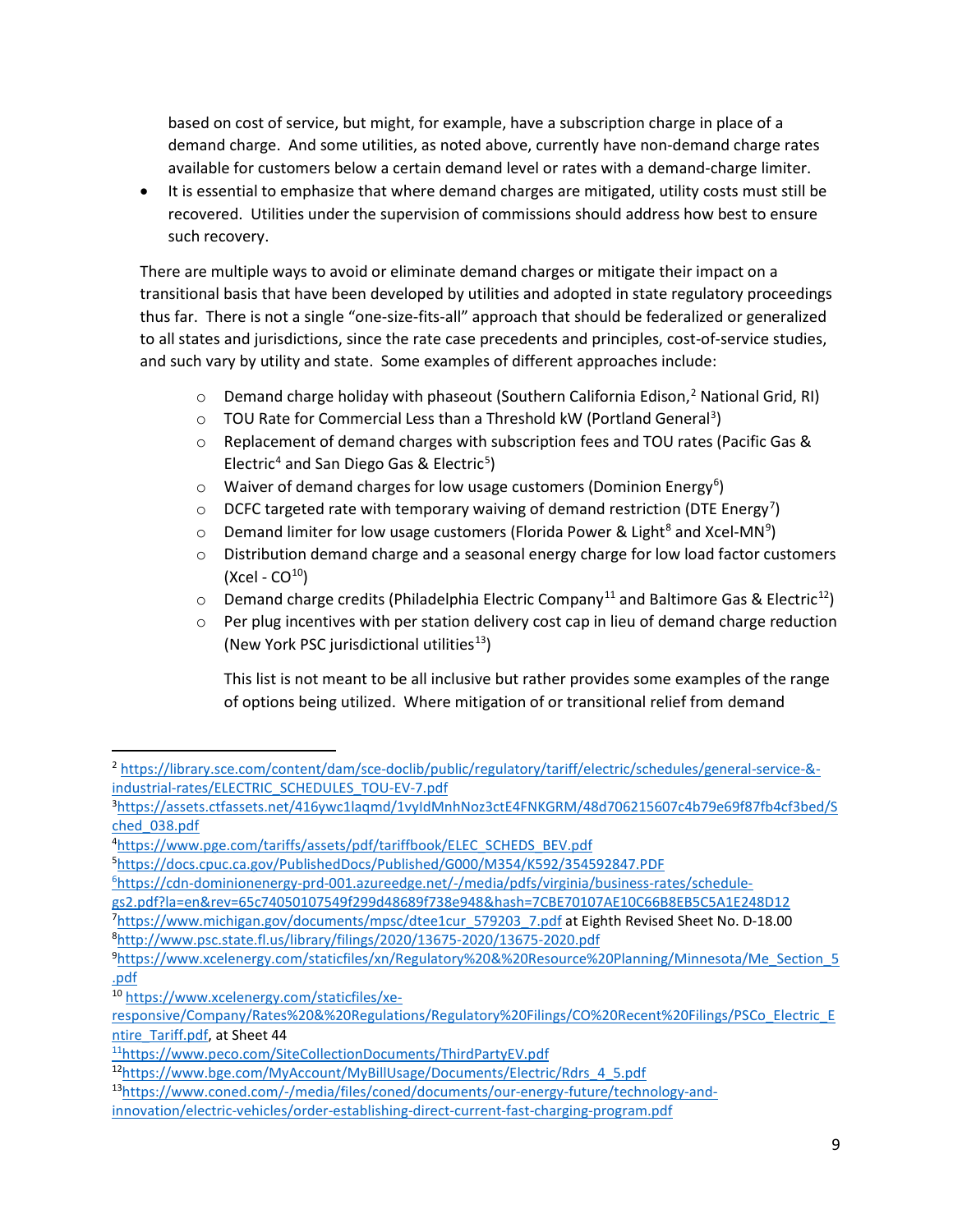based on cost of service, but might, for example, have a subscription charge in place of a demand charge. And some utilities, as noted above, currently have non-demand charge rates available for customers below a certain demand level or rates with a demand-charge limiter.

- It is essential to emphasize that where demand charges are mitigated, utility costs must still be recovered. Utilities under the supervision of commissions should address how best to ensure such recovery.

There are multiple ways to avoid or eliminate demand charges or mitigate their impact on a transitional basis that have been developed by utilities and adopted in state regulatory proceedings thus far. There is not a single "one-size-fits-all" approach that should be federalized or generalized to all states and jurisdictions, since the rate case precedents and principles, cost-of-service studies, and such vary by utility and state. Some examples of different approaches include:

- Demand charge holiday with phaseout (Southern California Edison,[2] National Grid, RI)
- TOU Rate for Commercial Less than a Threshold kW (Portland General[3])
- Replacement of demand charges with subscription fees and TOU rates (Pacific Gas & Electric[4] and San Diego Gas & Electric[5])
- Waiver of demand charges for low usage customers (Dominion Energy[6])
- DCFC targeted rate with temporary waiving of demand restriction (DTE Energy[7])
- Demand limiter for low usage customers (Florida Power & Light[8] and Xcel-MN[9])
- Distribution demand charge and a seasonal energy charge for low load factor customers (Xcel - CO[10])
- Demand charge credits (Philadelphia Electric Company[11] and Baltimore Gas & Electric[12])
- Per plug incentives with per station delivery cost cap in lieu of demand charge reduction (New York PSC jurisdictional utilities[13])

This list is not meant to be all inclusive but rather provides some examples of the range of options being utilized. Where mitigation of or transitional relief from demand

---

[2] https://library.sce.com/content/dam/sce-doclib/public/regulatory/tariff/electric/schedules/general-service-&-industrial-rates/ELECTRIC_SCHEDULES_TOU-EV-7.pdf

[3] https://assets.ctfassets.net/416ywc1laqmd/1vyIdMnhNoz3ctE4FNKGRM/48d706215607c4b79e69f87fb4cf3bed/Sched_038.pdf

[4] https://www.pge.com/tariffs/assets/pdf/tariffbook/ELEC_SCHEDS_BEV.pdf

[5] https://docs.cpuc.ca.gov/PublishedDocs/Published/G000/M354/K592/354592847.PDF

[6] https://cdn-dominionenergy-prd-001.azureedge.net/-/media/pdfs/virginia/business-rates/schedule-gs2.pdf?la=en&rev=65c74050107549f299d48689f738e948&hash=7CBE70107AE10C66B8EB5C5A1E248D12

[7] https://www.michigan.gov/documents/mpsc/dtee1cur_579203_7.pdf at Eighth Revised Sheet No. D-18.00

[8] http://www.psc.state.fl.us/library/filings/2020/13675-2020/13675-2020.pdf

[9] https://www.xcelenergy.com/staticfiles/xn/Regulatory%20&%20Resource%20Planning/Minnesota/Me_Section_5.pdf

[10] https://www.xcelenergy.com/staticfiles/xe-responsive/Company/Rates%20&%20Regulations/Regulatory%20Filings/CO%20Recent%20Filings/PSCo_Electric_Entire_Tariff.pdf, at Sheet 44

[11] https://www.peco.com/SiteCollectionDocuments/ThirdPartyEV.pdf

[12] https://www.bge.com/MyAccount/MyBillUsage/Documents/Electric/Rdrs_4_5.pdf

[13] https://www.coned.com/-/media/files/coned/documents/our-energy-future/technology-and-innovation/electric-vehicles/order-establishing-direct-current-fast-charging-program.pdf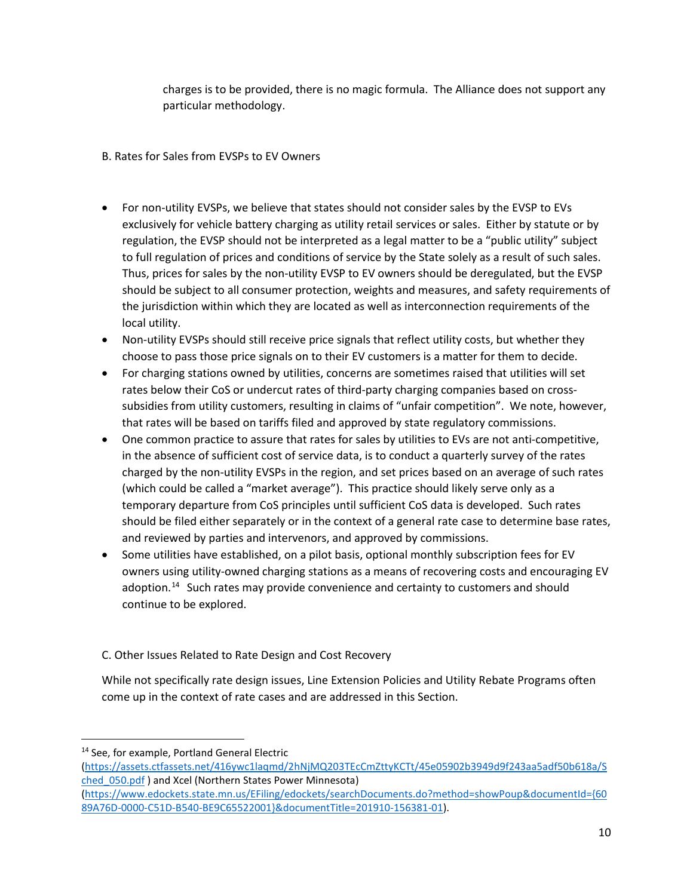charges is to be provided, there is no magic formula. The Alliance does not support any particular methodology.

### B. Rates for Sales from EVSPs to EV Owners

- For non-utility EVSPs, we believe that states should not consider sales by the EVSP to EVs exclusively for vehicle battery charging as utility retail services or sales. Either by statute or by regulation, the EVSP should not be interpreted as a legal matter to be a "public utility" subject to full regulation of prices and conditions of service by the State solely as a result of such sales. Thus, prices for sales by the non-utility EVSP to EV owners should be deregulated, but the EVSP should be subject to all consumer protection, weights and measures, and safety requirements of the jurisdiction within which they are located as well as interconnection requirements of the local utility.
- Non-utility EVSPs should still receive price signals that reflect utility costs, but whether they choose to pass those price signals on to their EV customers is a matter for them to decide.
- For charging stations owned by utilities, concerns are sometimes raised that utilities will set rates below their CoS or undercut rates of third-party charging companies based on cross-subsidies from utility customers, resulting in claims of "unfair competition". We note, however, that rates will be based on tariffs filed and approved by state regulatory commissions.
- One common practice to assure that rates for sales by utilities to EVs are not anti-competitive, in the absence of sufficient cost of service data, is to conduct a quarterly survey of the rates charged by the non-utility EVSPs in the region, and set prices based on an average of such rates (which could be called a "market average"). This practice should likely serve only as a temporary departure from CoS principles until sufficient CoS data is developed. Such rates should be filed either separately or in the context of a general rate case to determine base rates, and reviewed by parties and intervenors, and approved by commissions.
- Some utilities have established, on a pilot basis, optional monthly subscription fees for EV owners using utility-owned charging stations as a means of recovering costs and encouraging EV adoption.[14] Such rates may provide convenience and certainty to customers and should continue to be explored.

### C. Other Issues Related to Rate Design and Cost Recovery

While not specifically rate design issues, Line Extension Policies and Utility Rebate Programs often come up in the context of rate cases and are addressed in this Section.

---

[14] See, for example, Portland General Electric (https://assets.ctfassets.net/416ywc1laqmd/2hNjMQ203TEcCmZttyKCTt/45e05902b3949d9f243aa5adf50b618a/Sched_050.pdf ) and Xcel (Northern States Power Minnesota) (https://www.edockets.state.mn.us/EFiling/edockets/searchDocuments.do?method=showPoup&documentId={6089A76D-0000-C51D-B540-BE9C65522001}&documentTitle=201910-156381-01).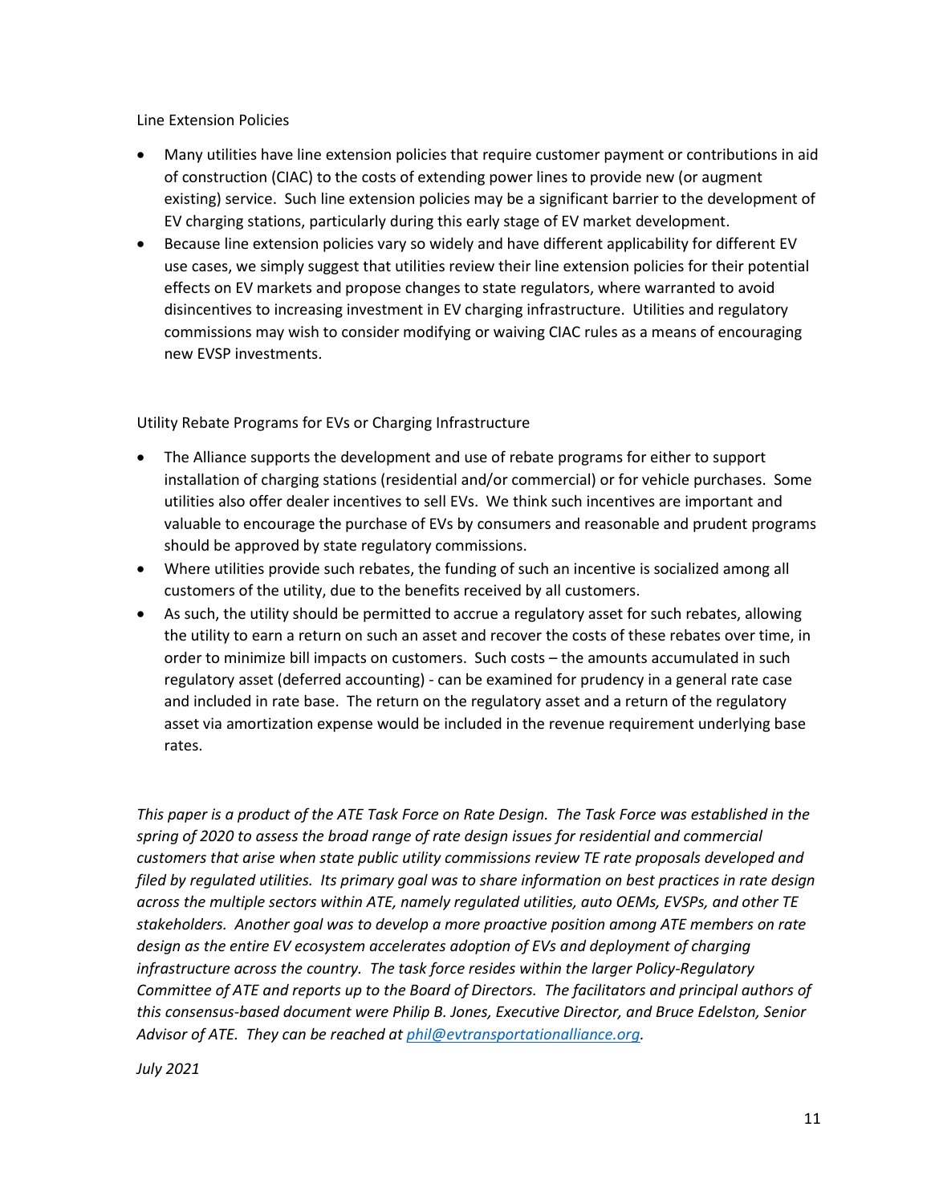Line Extension Policies

- Many utilities have line extension policies that require customer payment or contributions in aid of construction (CIAC) to the costs of extending power lines to provide new (or augment existing) service. Such line extension policies may be a significant barrier to the development of EV charging stations, particularly during this early stage of EV market development.
- Because line extension policies vary so widely and have different applicability for different EV use cases, we simply suggest that utilities review their line extension policies for their potential effects on EV markets and propose changes to state regulators, where warranted to avoid disincentives to increasing investment in EV charging infrastructure. Utilities and regulatory commissions may wish to consider modifying or waiving CIAC rules as a means of encouraging new EVSP investments.

Utility Rebate Programs for EVs or Charging Infrastructure

- The Alliance supports the development and use of rebate programs for either to support installation of charging stations (residential and/or commercial) or for vehicle purchases. Some utilities also offer dealer incentives to sell EVs. We think such incentives are important and valuable to encourage the purchase of EVs by consumers and reasonable and prudent programs should be approved by state regulatory commissions.
- Where utilities provide such rebates, the funding of such an incentive is socialized among all customers of the utility, due to the benefits received by all customers.
- As such, the utility should be permitted to accrue a regulatory asset for such rebates, allowing the utility to earn a return on such an asset and recover the costs of these rebates over time, in order to minimize bill impacts on customers. Such costs – the amounts accumulated in such regulatory asset (deferred accounting) - can be examined for prudency in a general rate case and included in rate base. The return on the regulatory asset and a return of the regulatory asset via amortization expense would be included in the revenue requirement underlying base rates.

*This paper is a product of the ATE Task Force on Rate Design. The Task Force was established in the spring of 2020 to assess the broad range of rate design issues for residential and commercial customers that arise when state public utility commissions review TE rate proposals developed and filed by regulated utilities. Its primary goal was to share information on best practices in rate design across the multiple sectors within ATE, namely regulated utilities, auto OEMs, EVSPs, and other TE stakeholders. Another goal was to develop a more proactive position among ATE members on rate design as the entire EV ecosystem accelerates adoption of EVs and deployment of charging infrastructure across the country. The task force resides within the larger Policy-Regulatory Committee of ATE and reports up to the Board of Directors. The facilitators and principal authors of this consensus-based document were Philip B. Jones, Executive Director, and Bruce Edelston, Senior Advisor of ATE. They can be reached at phil@evtransportationalliance.org.*

*July 2021*